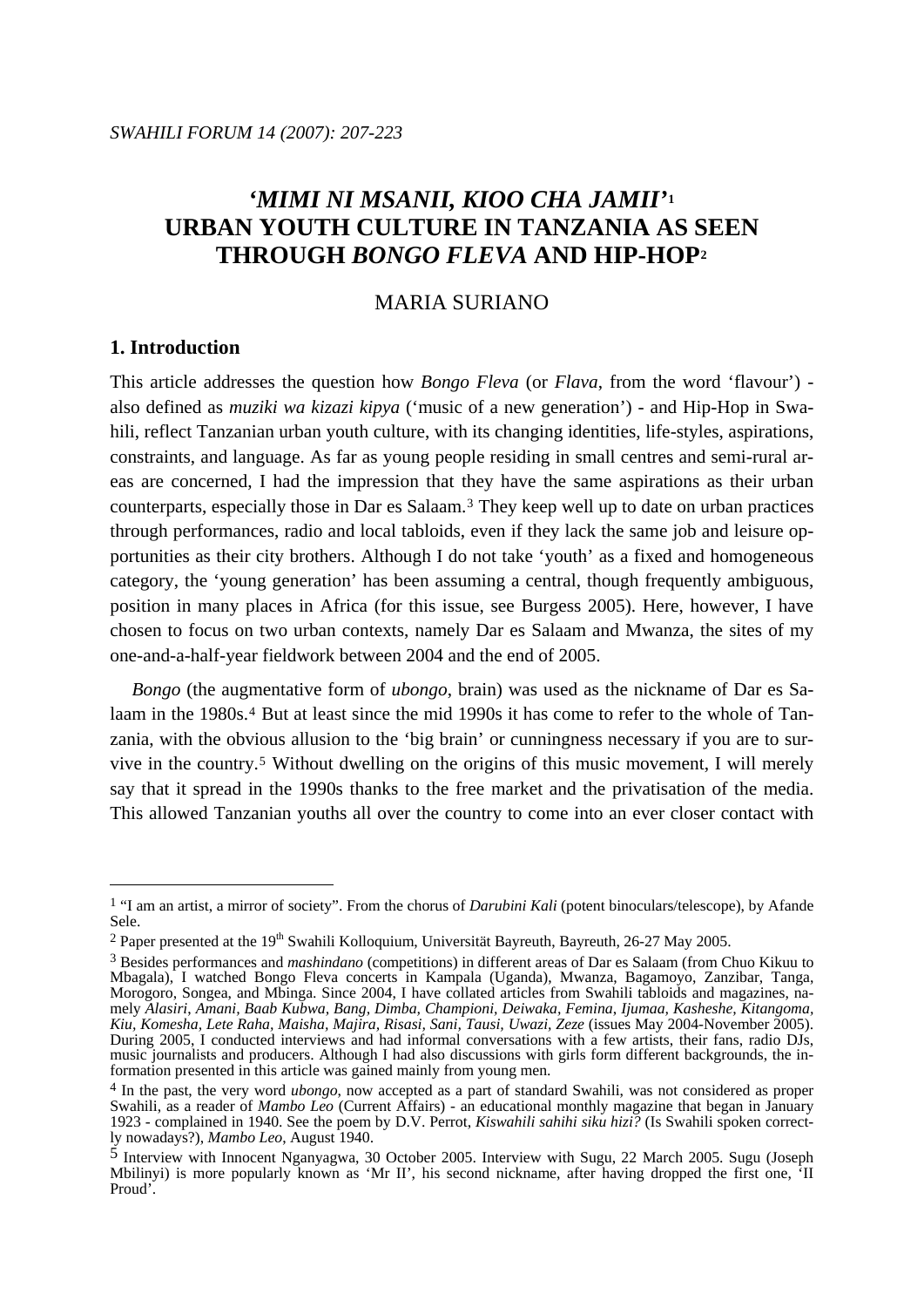# *'MIMI NI MSANII, KIOO CHA JAMII'*[1] URBAN YOUTH CULTURE IN TANZANIA AS SEEN THROUGH *BONGO FLEVA* AND HIP-HOP[2]

MARIA SURIANO

## 1. Introduction

This article addresses the question how *Bongo Fleva* (or *Flava*, from the word 'flavour') - also defined as *muziki wa kizazi kipya* ('music of a new generation') - and Hip-Hop in Swahili, reflect Tanzanian urban youth culture, with its changing identities, life-styles, aspirations, constraints, and language. As far as young people residing in small centres and semi-rural areas are concerned, I had the impression that they have the same aspirations as their urban counterparts, especially those in Dar es Salaam.[3] They keep well up to date on urban practices through performances, radio and local tabloids, even if they lack the same job and leisure opportunities as their city brothers. Although I do not take 'youth' as a fixed and homogeneous category, the 'young generation' has been assuming a central, though frequently ambiguous, position in many places in Africa (for this issue, see Burgess 2005). Here, however, I have chosen to focus on two urban contexts, namely Dar es Salaam and Mwanza, the sites of my one-and-a-half-year fieldwork between 2004 and the end of 2005.

*Bongo* (the augmentative form of *ubongo*, brain) was used as the nickname of Dar es Salaam in the 1980s.[4] But at least since the mid 1990s it has come to refer to the whole of Tanzania, with the obvious allusion to the 'big brain' or cunningness necessary if you are to survive in the country.[5] Without dwelling on the origins of this music movement, I will merely say that it spread in the 1990s thanks to the free market and the privatisation of the media. This allowed Tanzanian youths all over the country to come into an ever closer contact with

---

[1] "I am an artist, a mirror of society". From the chorus of *Darubini Kali* (potent binoculars/telescope), by Afande Sele.

[2] Paper presented at the 19th Swahili Kolloquium, Universität Bayreuth, Bayreuth, 26-27 May 2005.

[3] Besides performances and *mashindano* (competitions) in different areas of Dar es Salaam (from Chuo Kikuu to Mbagala), I watched Bongo Fleva concerts in Kampala (Uganda), Mwanza, Bagamoyo, Zanzibar, Tanga, Morogoro, Songea, and Mbinga. Since 2004, I have collated articles from Swahili tabloids and magazines, namely *Alasiri, Amani, Baab Kubwa, Bang, Dimba, Championi, Deiwaka, Femina, Ijumaa, Kasheshe, Kitangoma, Kiu, Komesha, Lete Raha, Maisha, Majira, Risasi, Sani, Tausi, Uwazi, Zeze* (issues May 2004-November 2005). During 2005, I conducted interviews and had informal conversations with a few artists, their fans, radio DJs, music journalists and producers. Although I had also discussions with girls form different backgrounds, the information presented in this article was gained mainly from young men.

[4] In the past, the very word *ubongo*, now accepted as a part of standard Swahili, was not considered as proper Swahili, as a reader of *Mambo Leo* (Current Affairs) - an educational monthly magazine that began in January 1923 - complained in 1940. See the poem by D.V. Perrot, *Kiswahili sahihi siku hizi?* (Is Swahili spoken correctly nowadays?), *Mambo Leo*, August 1940.

[5] Interview with Innocent Nganyagwa, 30 October 2005. Interview with Sugu, 22 March 2005. Sugu (Joseph Mbilinyi) is more popularly known as 'Mr II', his second nickname, after having dropped the first one, 'II Proud'.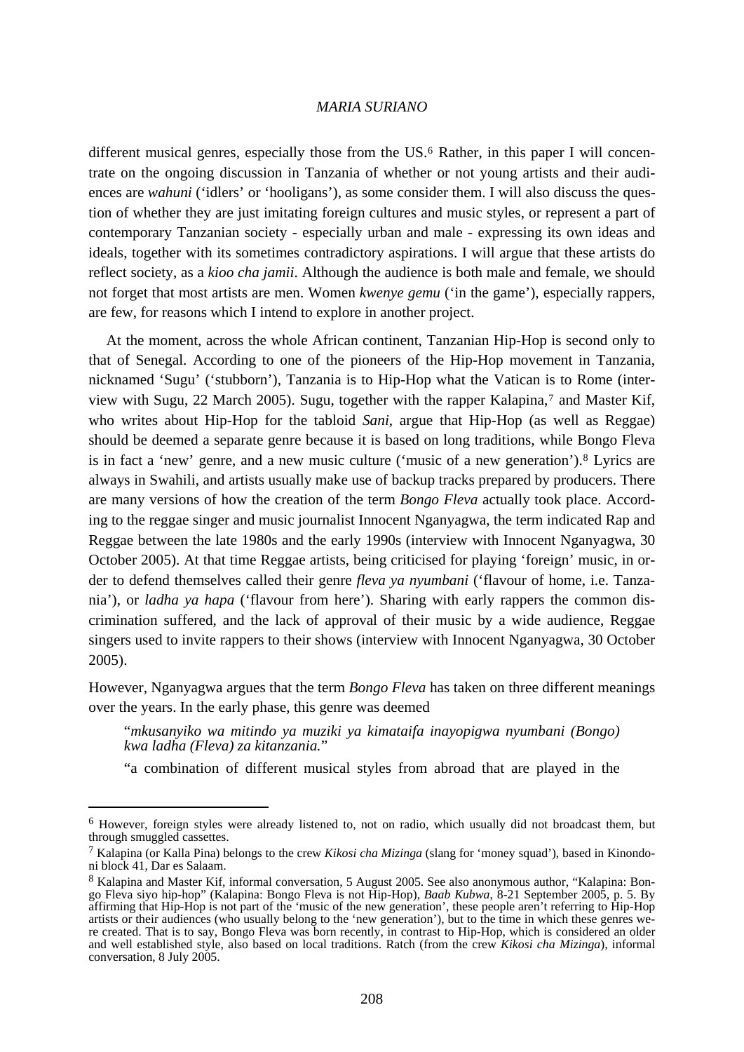different musical genres, especially those from the US.[6] Rather, in this paper I will concentrate on the ongoing discussion in Tanzania of whether or not young artists and their audiences are *wahuni* ('idlers' or 'hooligans'), as some consider them. I will also discuss the question of whether they are just imitating foreign cultures and music styles, or represent a part of contemporary Tanzanian society - especially urban and male - expressing its own ideas and ideals, together with its sometimes contradictory aspirations. I will argue that these artists do reflect society, as a *kioo cha jamii*. Although the audience is both male and female, we should not forget that most artists are men. Women *kwenye gemu* ('in the game'), especially rappers, are few, for reasons which I intend to explore in another project.

At the moment, across the whole African continent, Tanzanian Hip-Hop is second only to that of Senegal. According to one of the pioneers of the Hip-Hop movement in Tanzania, nicknamed 'Sugu' ('stubborn'), Tanzania is to Hip-Hop what the Vatican is to Rome (interview with Sugu, 22 March 2005). Sugu, together with the rapper Kalapina,[7] and Master Kif, who writes about Hip-Hop for the tabloid *Sani*, argue that Hip-Hop (as well as Reggae) should be deemed a separate genre because it is based on long traditions, while Bongo Fleva is in fact a 'new' genre, and a new music culture ('music of a new generation').[8] Lyrics are always in Swahili, and artists usually make use of backup tracks prepared by producers. There are many versions of how the creation of the term *Bongo Fleva* actually took place. According to the reggae singer and music journalist Innocent Nganyagwa, the term indicated Rap and Reggae between the late 1980s and the early 1990s (interview with Innocent Nganyagwa, 30 October 2005). At that time Reggae artists, being criticised for playing 'foreign' music, in order to defend themselves called their genre *fleva ya nyumbani* ('flavour of home, i.e. Tanzania'), or *ladha ya hapa* ('flavour from here'). Sharing with early rappers the common discrimination suffered, and the lack of approval of their music by a wide audience, Reggae singers used to invite rappers to their shows (interview with Innocent Nganyagwa, 30 October 2005).

However, Nganyagwa argues that the term *Bongo Fleva* has taken on three different meanings over the years. In the early phase, this genre was deemed

> "*mkusanyiko wa mitindo ya muziki ya kimataifa inayopigwa nyumbani (Bongo) kwa ladha (Fleva) za kitanzania.*"
>
> "a combination of different musical styles from abroad that are played in the

---

[6] However, foreign styles were already listened to, not on radio, which usually did not broadcast them, but through smuggled cassettes.

[7] Kalapina (or Kalla Pina) belongs to the crew *Kikosi cha Mizinga* (slang for 'money squad'), based in Kinondoni block 41, Dar es Salaam.

[8] Kalapina and Master Kif, informal conversation, 5 August 2005. See also anonymous author, "Kalapina: Bongo Fleva siyo hip-hop" (Kalapina: Bongo Fleva is not Hip-Hop), *Baab Kubwa*, 8-21 September 2005, p. 5. By affirming that Hip-Hop is not part of the 'music of the new generation', these people aren't referring to Hip-Hop artists or their audiences (who usually belong to the 'new generation'), but to the time in which these genres were created. That is to say, Bongo Fleva was born recently, in contrast to Hip-Hop, which is considered an older and well established style, also based on local traditions. Ratch (from the crew *Kikosi cha Mizinga*), informal conversation, 8 July 2005.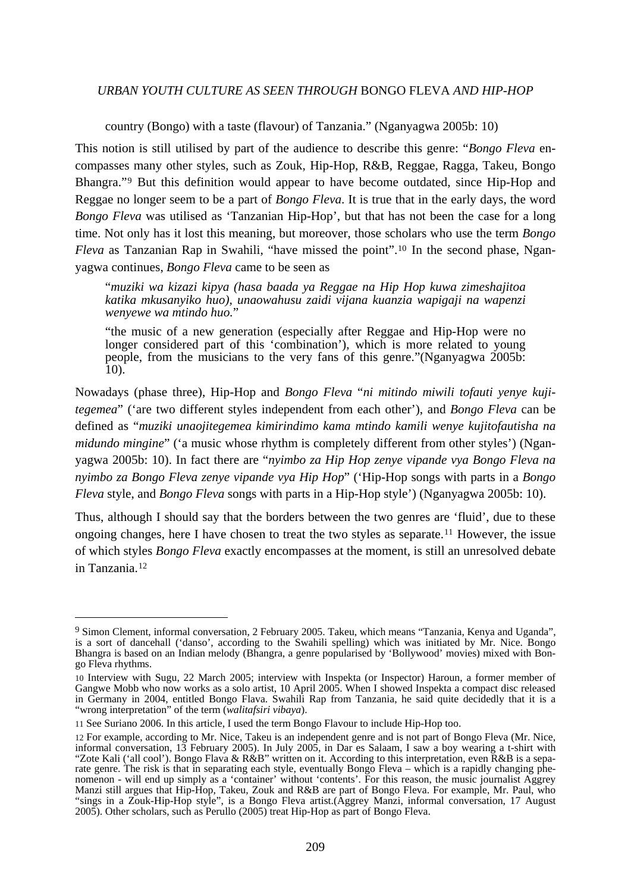country (Bongo) with a taste (flavour) of Tanzania." (Nganyagwa 2005b: 10)

This notion is still utilised by part of the audience to describe this genre: "*Bongo Fleva* encompasses many other styles, such as Zouk, Hip-Hop, R&B, Reggae, Ragga, Takeu, Bongo Bhangra."[9] But this definition would appear to have become outdated, since Hip-Hop and Reggae no longer seem to be a part of *Bongo Fleva*. It is true that in the early days, the word *Bongo Fleva* was utilised as 'Tanzanian Hip-Hop', but that has not been the case for a long time. Not only has it lost this meaning, but moreover, those scholars who use the term *Bongo Fleva* as Tanzanian Rap in Swahili, "have missed the point".[10] In the second phase, Nganyagwa continues, *Bongo Fleva* came to be seen as

> "*muziki wa kizazi kipya (hasa baada ya Reggae na Hip Hop kuwa zimeshajitoa katika mkusanyiko huo), unaowahusu zaidi vijana kuanzia wapigaji na wapenzi wenyewe wa mtindo huo.*"
>
> "the music of a new generation (especially after Reggae and Hip-Hop were no longer considered part of this 'combination'), which is more related to young people, from the musicians to the very fans of this genre."(Nganyagwa 2005b: 10).

Nowadays (phase three), Hip-Hop and *Bongo Fleva* "*ni mitindo miwili tofauti yenye kujitegemea*" ('are two different styles independent from each other'), and *Bongo Fleva* can be defined as "*muziki unaojitegemea kimirindimo kama mtindo kamili wenye kujitofautisha na midundo mingine*" ('a music whose rhythm is completely different from other styles') (Nganyagwa 2005b: 10). In fact there are "*nyimbo za Hip Hop zenye vipande vya Bongo Fleva na nyimbo za Bongo Fleva zenye vipande vya Hip Hop*" ('Hip-Hop songs with parts in a *Bongo Fleva* style, and *Bongo Fleva* songs with parts in a Hip-Hop style') (Nganyagwa 2005b: 10).

Thus, although I should say that the borders between the two genres are 'fluid', due to these ongoing changes, here I have chosen to treat the two styles as separate.[11] However, the issue of which styles *Bongo Fleva* exactly encompasses at the moment, is still an unresolved debate in Tanzania.[12]

---

[9] Simon Clement, informal conversation, 2 February 2005. Takeu, which means "Tanzania, Kenya and Uganda", is a sort of dancehall ('danso', according to the Swahili spelling) which was initiated by Mr. Nice. Bongo Bhangra is based on an Indian melody (Bhangra, a genre popularised by 'Bollywood' movies) mixed with Bongo Fleva rhythms.

[10] Interview with Sugu, 22 March 2005; interview with Inspekta (or Inspector) Haroun, a former member of Gangwe Mobb who now works as a solo artist, 10 April 2005. When I showed Inspekta a compact disc released in Germany in 2004, entitled Bongo Flava. Swahili Rap from Tanzania, he said quite decidedly that it is a "wrong interpretation" of the term (*walitafsiri vibaya*).

[11] See Suriano 2006. In this article, I used the term Bongo Flavour to include Hip-Hop too.

[12] For example, according to Mr. Nice, Takeu is an independent genre and is not part of Bongo Fleva (Mr. Nice, informal conversation, 13 February 2005). In July 2005, in Dar es Salaam, I saw a boy wearing a t-shirt with "Zote Kali ('all cool'). Bongo Flava & R&B" written on it. According to this interpretation, even R&B is a separate genre. The risk is that in separating each style, eventually Bongo Fleva – which is a rapidly changing phenomenon - will end up simply as a 'container' without 'contents'. For this reason, the music journalist Aggrey Manzi still argues that Hip-Hop, Takeu, Zouk and R&B are part of Bongo Fleva. For example, Mr. Paul, who "sings in a Zouk-Hip-Hop style", is a Bongo Fleva artist.(Aggrey Manzi, informal conversation, 17 August 2005). Other scholars, such as Perullo (2005) treat Hip-Hop as part of Bongo Fleva.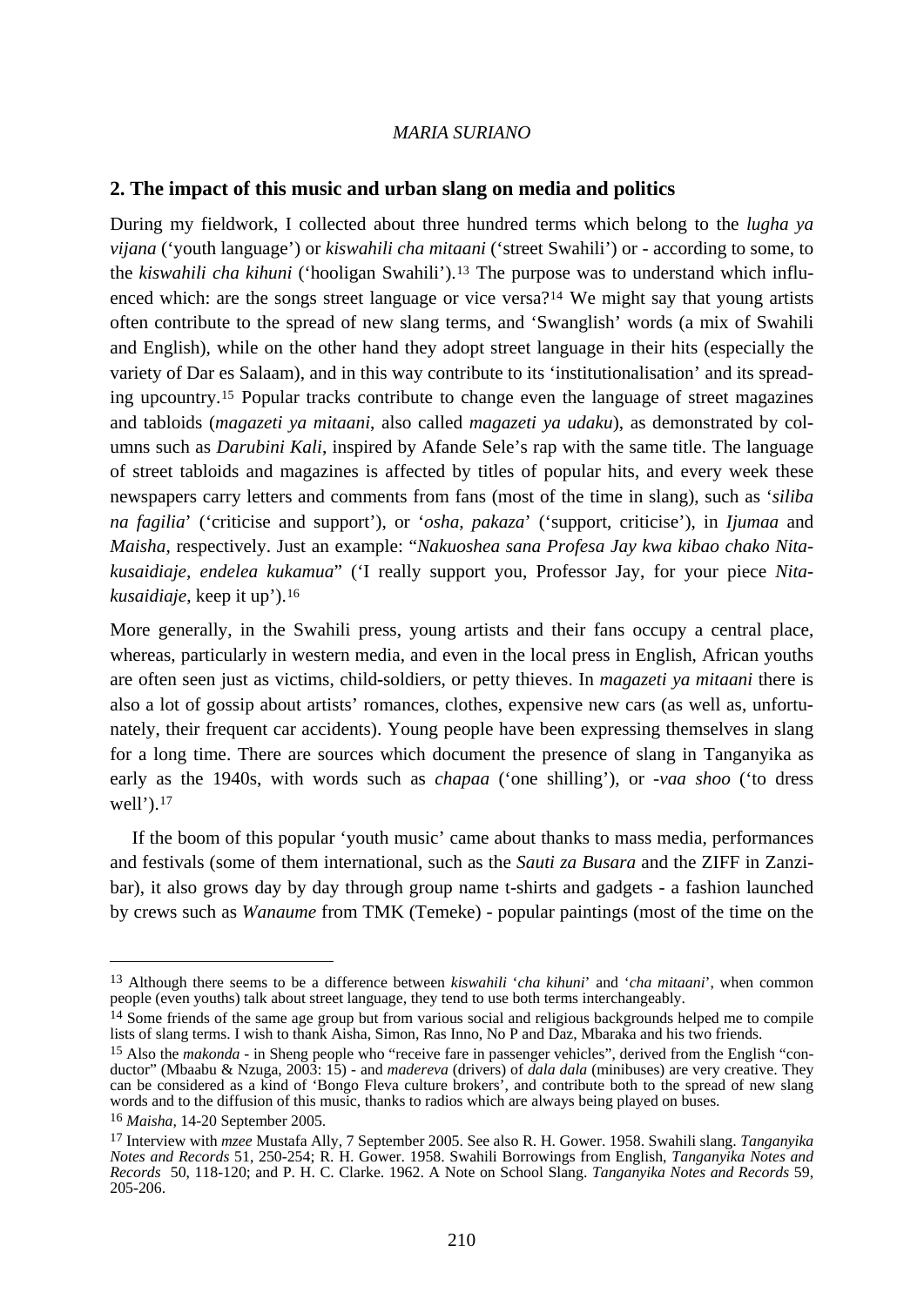## 2. The impact of this music and urban slang on media and politics

During my fieldwork, I collected about three hundred terms which belong to the *lugha ya vijana* ('youth language') or *kiswahili cha mitaani* ('street Swahili') or - according to some, to the *kiswahili cha kihuni* ('hooligan Swahili').[13] The purpose was to understand which influenced which: are the songs street language or vice versa?[14] We might say that young artists often contribute to the spread of new slang terms, and 'Swanglish' words (a mix of Swahili and English), while on the other hand they adopt street language in their hits (especially the variety of Dar es Salaam), and in this way contribute to its 'institutionalisation' and its spreading upcountry.[15] Popular tracks contribute to change even the language of street magazines and tabloids (*magazeti ya mitaani*, also called *magazeti ya udaku*), as demonstrated by columns such as *Darubini Kali*, inspired by Afande Sele's rap with the same title. The language of street tabloids and magazines is affected by titles of popular hits, and every week these newspapers carry letters and comments from fans (most of the time in slang), such as '*siliba na fagilia*' ('criticise and support'), or '*osha, pakaza*' ('support, criticise'), in *Ijumaa* and *Maisha,* respectively. Just an example: "*Nakuoshea sana Profesa Jay kwa kibao chako Nitakusaidiaje, endelea kukamua*" ('I really support you, Professor Jay, for your piece *Nitakusaidiaje*, keep it up').[16]

More generally, in the Swahili press, young artists and their fans occupy a central place, whereas, particularly in western media, and even in the local press in English, African youths are often seen just as victims, child-soldiers, or petty thieves. In *magazeti ya mitaani* there is also a lot of gossip about artists' romances, clothes, expensive new cars (as well as, unfortunately, their frequent car accidents). Young people have been expressing themselves in slang for a long time. There are sources which document the presence of slang in Tanganyika as early as the 1940s, with words such as *chapaa* ('one shilling'), or *-vaa shoo* ('to dress well').[17]

If the boom of this popular 'youth music' came about thanks to mass media, performances and festivals (some of them international, such as the *Sauti za Busara* and the ZIFF in Zanzibar), it also grows day by day through group name t-shirts and gadgets - a fashion launched by crews such as *Wanaume* from TMK (Temeke) - popular paintings (most of the time on the

---

[13] Although there seems to be a difference between *kiswahili* '*cha kihuni*' and '*cha mitaani*', when common people (even youths) talk about street language, they tend to use both terms interchangeably.

[14] Some friends of the same age group but from various social and religious backgrounds helped me to compile lists of slang terms. I wish to thank Aisha, Simon, Ras Inno, No P and Daz, Mbaraka and his two friends.

[15] Also the *makonda* - in Sheng people who "receive fare in passenger vehicles", derived from the English "conductor" (Mbaabu & Nzuga, 2003: 15) - and *madereva* (drivers) of *dala dala* (minibuses) are very creative. They can be considered as a kind of 'Bongo Fleva culture brokers', and contribute both to the spread of new slang words and to the diffusion of this music, thanks to radios which are always being played on buses.

[16] *Maisha,* 14-20 September 2005.

[17] Interview with *mzee* Mustafa Ally, 7 September 2005. See also R. H. Gower. 1958. Swahili slang. *Tanganyika Notes and Records* 51, 250-254; R. H. Gower. 1958. Swahili Borrowings from English, *Tanganyika Notes and Records* 50, 118-120; and P. H. C. Clarke. 1962. A Note on School Slang. *Tanganyika Notes and Records* 59, 205-206.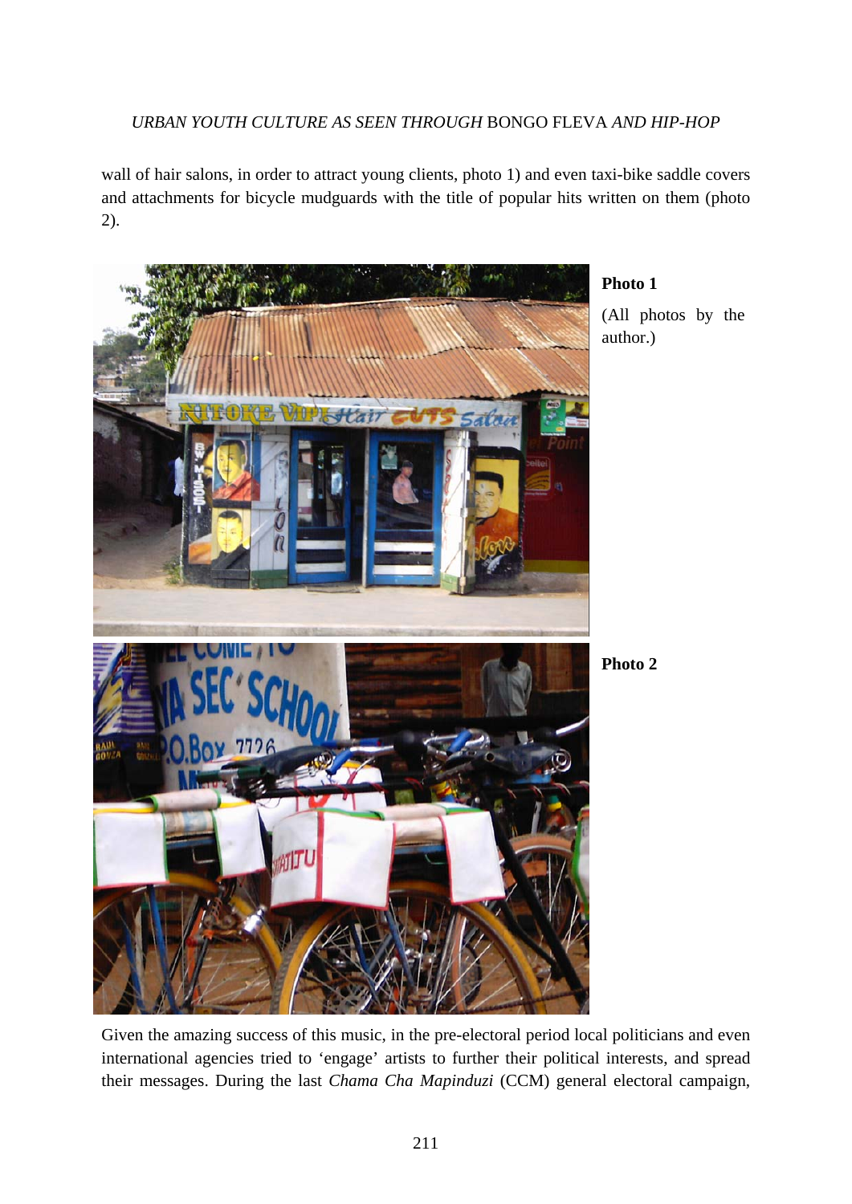wall of hair salons, in order to attract young clients, photo 1) and even taxi-bike saddle covers and attachments for bicycle mudguards with the title of popular hits written on them (photo 2).

**Photo 1**

(All photos by the author.)

**Photo 2**

Given the amazing success of this music, in the pre-electoral period local politicians and even international agencies tried to 'engage' artists to further their political interests, and spread their messages. During the last *Chama Cha Mapinduzi* (CCM) general electoral campaign,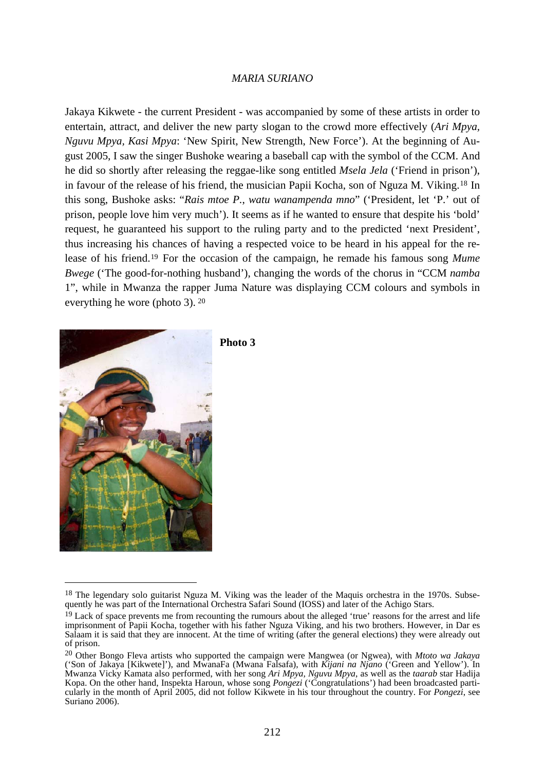Jakaya Kikwete - the current President - was accompanied by some of these artists in order to entertain, attract, and deliver the new party slogan to the crowd more effectively (*Ari Mpya, Nguvu Mpya, Kasi Mpya*: 'New Spirit, New Strength, New Force'). At the beginning of August 2005, I saw the singer Bushoke wearing a baseball cap with the symbol of the CCM. And he did so shortly after releasing the reggae-like song entitled *Msela Jela* ('Friend in prison'), in favour of the release of his friend, the musician Papii Kocha, son of Nguza M. Viking.[18] In this song, Bushoke asks: "*Rais mtoe P., watu wanampenda mno*" ('President, let 'P.' out of prison, people love him very much'). It seems as if he wanted to ensure that despite his 'bold' request, he guaranteed his support to the ruling party and to the predicted 'next President', thus increasing his chances of having a respected voice to be heard in his appeal for the release of his friend.[19] For the occasion of the campaign, he remade his famous song *Mume Bwege* ('The good-for-nothing husband'), changing the words of the chorus in "CCM *namba* 1", while in Mwanza the rapper Juma Nature was displaying CCM colours and symbols in everything he wore (photo 3). [20]

**Photo 3**

---

[18] The legendary solo guitarist Nguza M. Viking was the leader of the Maquis orchestra in the 1970s. Subsequently he was part of the International Orchestra Safari Sound (IOSS) and later of the Achigo Stars.

[19] Lack of space prevents me from recounting the rumours about the alleged 'true' reasons for the arrest and life imprisonment of Papii Kocha, together with his father Nguza Viking, and his two brothers. However, in Dar es Salaam it is said that they are innocent. At the time of writing (after the general elections) they were already out of prison.

[20] Other Bongo Fleva artists who supported the campaign were Mangwea (or Ngwea), with *Mtoto wa Jakaya* ('Son of Jakaya [Kikwete]'), and MwanaFa (Mwana Falsafa), with *Kijani na Njano* ('Green and Yellow'). In Mwanza Vicky Kamata also performed, with her song *Ari Mpya, Nguvu Mpya*, as well as the *taarab* star Hadija Kopa. On the other hand, Inspekta Haroun, whose song *Pongezi* ('Congratulations') had been broadcasted particularly in the month of April 2005, did not follow Kikwete in his tour throughout the country. For *Pongezi*, see Suriano 2006).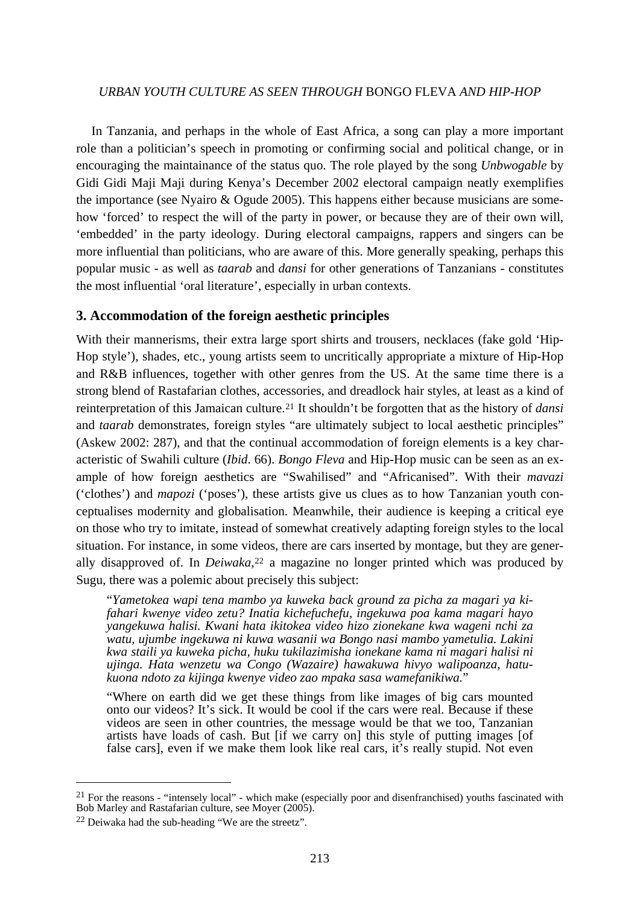In Tanzania, and perhaps in the whole of East Africa, a song can play a more important role than a politician's speech in promoting or confirming social and political change, or in encouraging the maintainance of the status quo. The role played by the song *Unbwogable* by Gidi Gidi Maji Maji during Kenya's December 2002 electoral campaign neatly exemplifies the importance (see Nyairo & Ogude 2005). This happens either because musicians are somehow 'forced' to respect the will of the party in power, or because they are of their own will, 'embedded' in the party ideology. During electoral campaigns, rappers and singers can be more influential than politicians, who are aware of this. More generally speaking, perhaps this popular music - as well as *taarab* and *dansi* for other generations of Tanzanians - constitutes the most influential 'oral literature', especially in urban contexts.

## 3. Accommodation of the foreign aesthetic principles

With their mannerisms, their extra large sport shirts and trousers, necklaces (fake gold 'Hip-Hop style'), shades, etc., young artists seem to uncritically appropriate a mixture of Hip-Hop and R&B influences, together with other genres from the US. At the same time there is a strong blend of Rastafarian clothes, accessories, and dreadlock hair styles, at least as a kind of reinterpretation of this Jamaican culture.[21] It shouldn't be forgotten that as the history of *dansi* and *taarab* demonstrates, foreign styles "are ultimately subject to local aesthetic principles" (Askew 2002: 287), and that the continual accommodation of foreign elements is a key characteristic of Swahili culture (*Ibid*. 66). *Bongo Fleva* and Hip-Hop music can be seen as an example of how foreign aesthetics are "Swahilised" and "Africanised". With their *mavazi* ('clothes') and *mapozi* ('poses'), these artists give us clues as to how Tanzanian youth conceptualises modernity and globalisation. Meanwhile, their audience is keeping a critical eye on those who try to imitate, instead of somewhat creatively adapting foreign styles to the local situation. For instance, in some videos, there are cars inserted by montage, but they are generally disapproved of. In *Deiwaka*,[22] a magazine no longer printed which was produced by Sugu, there was a polemic about precisely this subject:

> "*Yametokea wapi tena mambo ya kuweka back ground za picha za magari ya kifahari kwenye video zetu? Inatia kichefuchefu, ingekuwa poa kama magari hayo yangekuwa halisi. Kwani hata ikitokea video hizo zionekane kwa wageni nchi za watu, ujumbe ingekuwa ni kuwa wasanii wa Bongo nasi mambo yametulia. Lakini kwa staili ya kuweka picha, huku tukilazimisha ionekane kama ni magari halisi ni ujinga. Hata wenzetu wa Congo (Wazaire) hawakuwa hivyo walipoanza, hatukuona ndoto za kijinga kwenye video zao mpaka sasa wamefanikiwa.*"
>
> "Where on earth did we get these things from like images of big cars mounted onto our videos? It's sick. It would be cool if the cars were real. Because if these videos are seen in other countries, the message would be that we too, Tanzanian artists have loads of cash. But [if we carry on] this style of putting images [of false cars], even if we make them look like real cars, it's really stupid. Not even

---

[21] For the reasons - "intensely local" - which make (especially poor and disenfranchised) youths fascinated with Bob Marley and Rastafarian culture, see Moyer (2005).

[22] Deiwaka had the sub-heading "We are the streetz".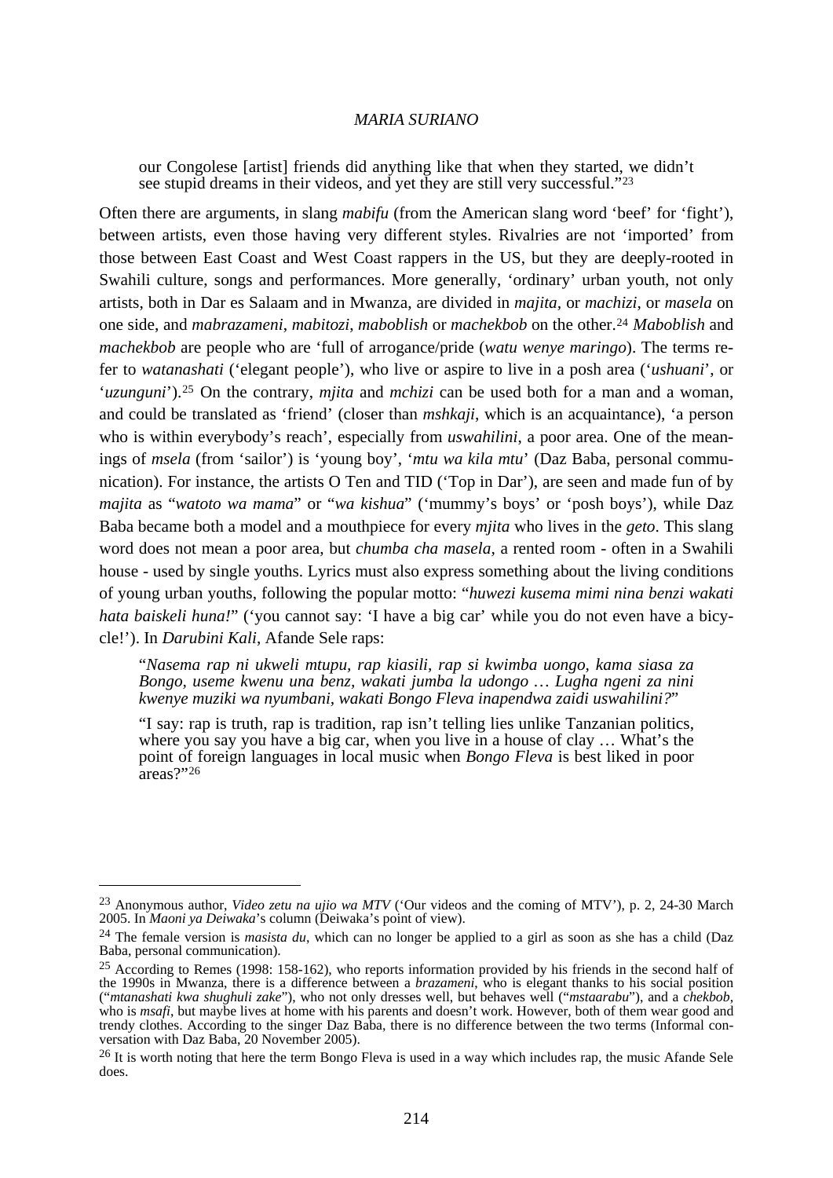our Congolese [artist] friends did anything like that when they started, we didn't see stupid dreams in their videos, and yet they are still very successful."[23]

Often there are arguments, in slang *mabifu* (from the American slang word 'beef' for 'fight'), between artists, even those having very different styles. Rivalries are not 'imported' from those between East Coast and West Coast rappers in the US, but they are deeply-rooted in Swahili culture, songs and performances. More generally, 'ordinary' urban youth, not only artists, both in Dar es Salaam and in Mwanza, are divided in *majita*, or *machizi*, or *masela* on one side, and *mabrazameni*, *mabitozi*, *maboblish* or *machekbob* on the other.[24] *Maboblish* and *machekbob* are people who are 'full of arrogance/pride (*watu wenye maringo*). The terms refer to *watanashati* ('elegant people'), who live or aspire to live in a posh area ('*ushuani*', or '*uzunguni*').[25] On the contrary, *mjita* and *mchizi* can be used both for a man and a woman, and could be translated as 'friend' (closer than *mshkaji*, which is an acquaintance), 'a person who is within everybody's reach', especially from *uswahilini*, a poor area. One of the meanings of *msela* (from 'sailor') is 'young boy', '*mtu wa kila mtu*' (Daz Baba, personal communication). For instance, the artists O Ten and TID ('Top in Dar'), are seen and made fun of by *majita* as "*watoto wa mama*" or "*wa kishua*" ('mummy's boys' or 'posh boys'), while Daz Baba became both a model and a mouthpiece for every *mjita* who lives in the *geto*. This slang word does not mean a poor area, but *chumba cha masela*, a rented room - often in a Swahili house - used by single youths. Lyrics must also express something about the living conditions of young urban youths, following the popular motto: "*huwezi kusema mimi nina benzi wakati hata baiskeli huna!*" ('you cannot say: 'I have a big car' while you do not even have a bicycle!'). In *Darubini Kali*, Afande Sele raps:

> "*Nasema rap ni ukweli mtupu, rap kiasili, rap si kwimba uongo, kama siasa za Bongo, useme kwenu una benz, wakati jumba la udongo … Lugha ngeni za nini kwenye muziki wa nyumbani, wakati Bongo Fleva inapendwa zaidi uswahilini?*"
>
> "I say: rap is truth, rap is tradition, rap isn't telling lies unlike Tanzanian politics, where you say you have a big car, when you live in a house of clay … What's the point of foreign languages in local music when *Bongo Fleva* is best liked in poor areas?"[26]

---

[23] Anonymous author, *Video zetu na ujio wa MTV* ('Our videos and the coming of MTV'), p. 2, 24-30 March 2005. In *Maoni ya Deiwaka*'s column (Deiwaka's point of view).

[24] The female version is *masista du*, which can no longer be applied to a girl as soon as she has a child (Daz Baba, personal communication).

[25] According to Remes (1998: 158-162), who reports information provided by his friends in the second half of the 1990s in Mwanza, there is a difference between a *brazameni*, who is elegant thanks to his social position ("*mtanashati kwa shughuli zake*"), who not only dresses well, but behaves well ("*mstaarabu*"), and a *chekbob*, who is *msafi*, but maybe lives at home with his parents and doesn't work. However, both of them wear good and trendy clothes. According to the singer Daz Baba, there is no difference between the two terms (Informal conversation with Daz Baba, 20 November 2005).

[26] It is worth noting that here the term Bongo Fleva is used in a way which includes rap, the music Afande Sele does.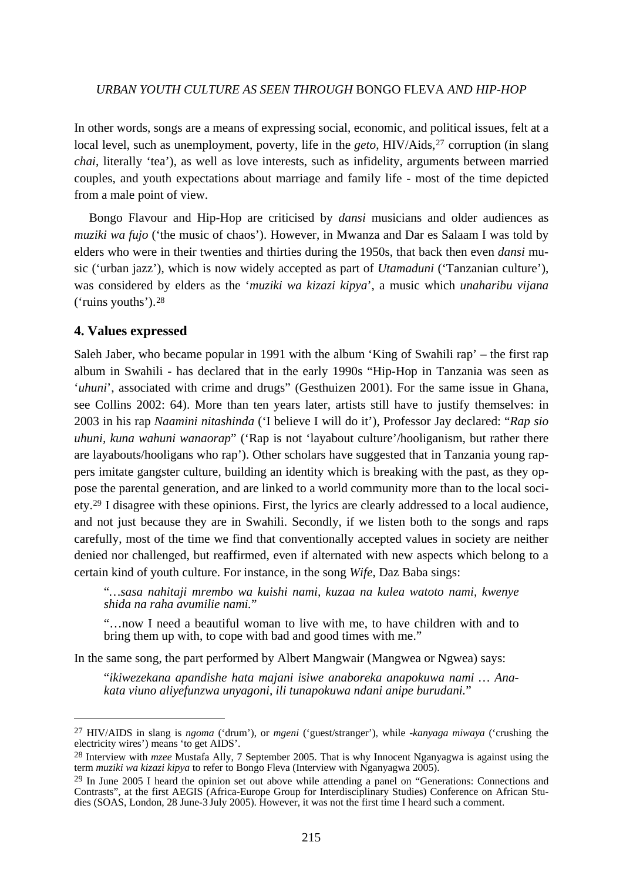In other words, songs are a means of expressing social, economic, and political issues, felt at a local level, such as unemployment, poverty, life in the *geto*, HIV/Aids,[27] corruption (in slang *chai*, literally 'tea'), as well as love interests, such as infidelity, arguments between married couples, and youth expectations about marriage and family life - most of the time depicted from a male point of view.

Bongo Flavour and Hip-Hop are criticised by *dansi* musicians and older audiences as *muziki wa fujo* ('the music of chaos'). However, in Mwanza and Dar es Salaam I was told by elders who were in their twenties and thirties during the 1950s, that back then even *dansi* music ('urban jazz'), which is now widely accepted as part of *Utamaduni* ('Tanzanian culture'), was considered by elders as the '*muziki wa kizazi kipya*', a music which *unaharibu vijana* ('ruins youths').[28]

## 4. Values expressed

Saleh Jaber, who became popular in 1991 with the album 'King of Swahili rap' – the first rap album in Swahili - has declared that in the early 1990s "Hip-Hop in Tanzania was seen as '*uhuni*', associated with crime and drugs" (Gesthuizen 2001). For the same issue in Ghana, see Collins 2002: 64). More than ten years later, artists still have to justify themselves: in 2003 in his rap *Naamini nitashinda* ('I believe I will do it'), Professor Jay declared: "*Rap sio uhuni, kuna wahuni wanaorap*" ('Rap is not 'layabout culture'/hooliganism, but rather there are layabouts/hooligans who rap'). Other scholars have suggested that in Tanzania young rappers imitate gangster culture, building an identity which is breaking with the past, as they oppose the parental generation, and are linked to a world community more than to the local society.[29] I disagree with these opinions. First, the lyrics are clearly addressed to a local audience, and not just because they are in Swahili. Secondly, if we listen both to the songs and raps carefully, most of the time we find that conventionally accepted values in society are neither denied nor challenged, but reaffirmed, even if alternated with new aspects which belong to a certain kind of youth culture. For instance, in the song *Wife*, Daz Baba sings:

> "*…sasa nahitaji mrembo wa kuishi nami, kuzaa na kulea watoto nami, kwenye shida na raha avumilie nami.*"
>
> "…now I need a beautiful woman to live with me, to have children with and to bring them up with, to cope with bad and good times with me."

In the same song, the part performed by Albert Mangwair (Mangwea or Ngwea) says:

> "*ikiwezekana apandishe hata majani isiwe anaboreka anapokuwa nami … Anakata viuno aliyefunzwa unyagoni, ili tunapokuwa ndani anipe burudani.*"

---

[27] HIV/AIDS in slang is *ngoma* ('drum'), or *mgeni* ('guest/stranger'), while *-kanyaga miwaya* ('crushing the electricity wires') means 'to get AIDS'.

[28] Interview with *mzee* Mustafa Ally, 7 September 2005. That is why Innocent Nganyagwa is against using the term *muziki wa kizazi kipya* to refer to Bongo Fleva (Interview with Nganyagwa 2005).

[29] In June 2005 I heard the opinion set out above while attending a panel on "Generations: Connections and Contrasts", at the first AEGIS (Africa-Europe Group for Interdisciplinary Studies) Conference on African Studies (SOAS, London, 28 June-3 July 2005). However, it was not the first time I heard such a comment.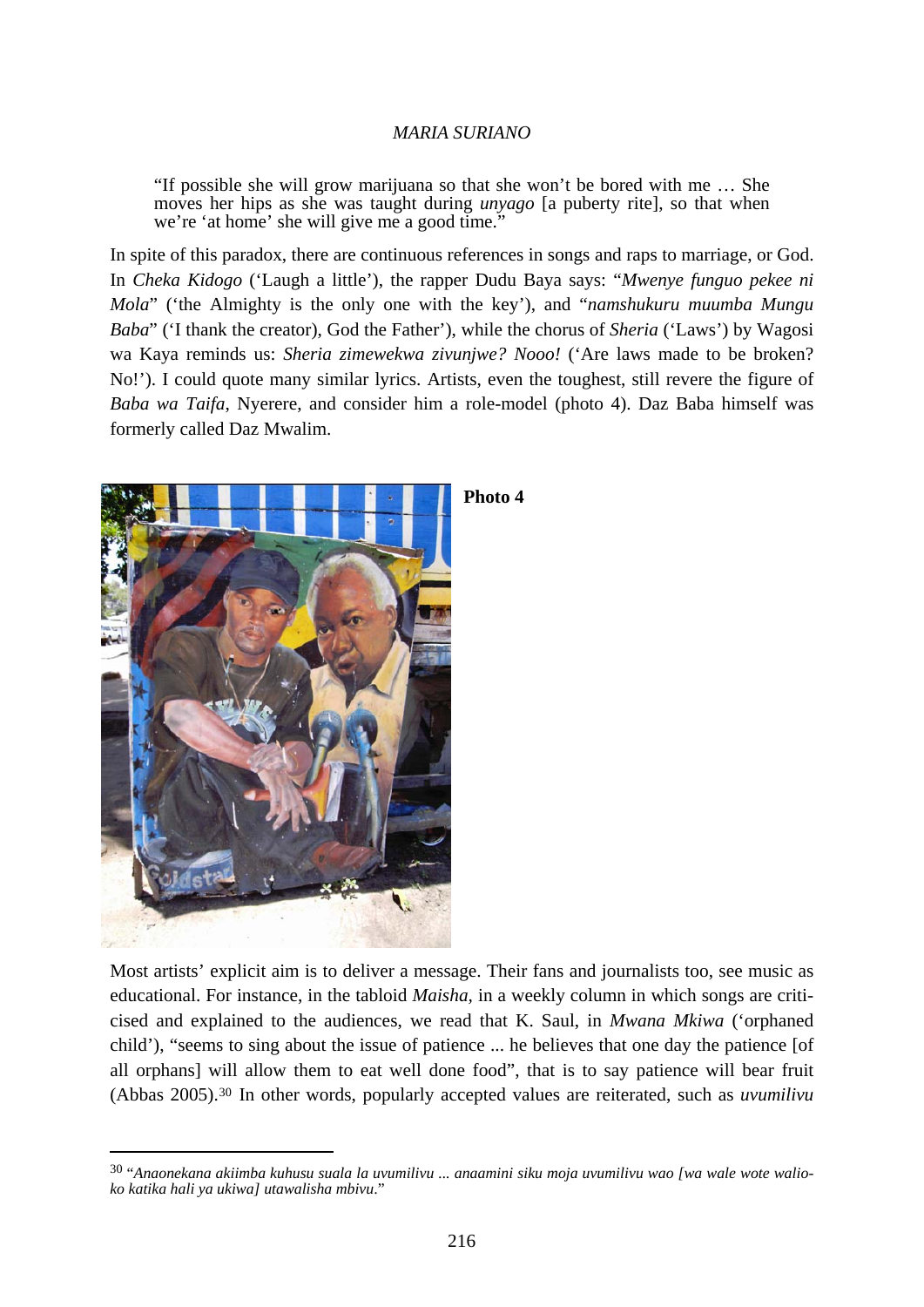> "If possible she will grow marijuana so that she won't be bored with me … She moves her hips as she was taught during *unyago* [a puberty rite], so that when we're 'at home' she will give me a good time."

In spite of this paradox, there are continuous references in songs and raps to marriage, or God. In *Cheka Kidogo* ('Laugh a little'), the rapper Dudu Baya says: "*Mwenye funguo pekee ni Mola*" ('the Almighty is the only one with the key'), and "*namshukuru muumba Mungu Baba*" ('I thank the creator), God the Father'), while the chorus of *Sheria* ('Laws') by Wagosi wa Kaya reminds us: *Sheria zimewekwa zivunjwe? Nooo!* ('Are laws made to be broken? No!'). I could quote many similar lyrics. Artists, even the toughest, still revere the figure of *Baba wa Taifa*, Nyerere, and consider him a role-model (photo 4). Daz Baba himself was formerly called Daz Mwalim.

**Photo 4**

Most artists' explicit aim is to deliver a message. Their fans and journalists too, see music as educational. For instance, in the tabloid *Maisha*, in a weekly column in which songs are criticised and explained to the audiences, we read that K. Saul, in *Mwana Mkiwa* ('orphaned child'), "seems to sing about the issue of patience ... he believes that one day the patience [of all orphans] will allow them to eat well done food", that is to say patience will bear fruit (Abbas 2005).[30] In other words, popularly accepted values are reiterated, such as *uvumilivu*

---

[30] "*Anaonekana akiimba kuhusu suala la uvumilivu ... anaamini siku moja uvumilivu wao [wa wale wote walioko katika hali ya ukiwa] utawalisha mbivu*."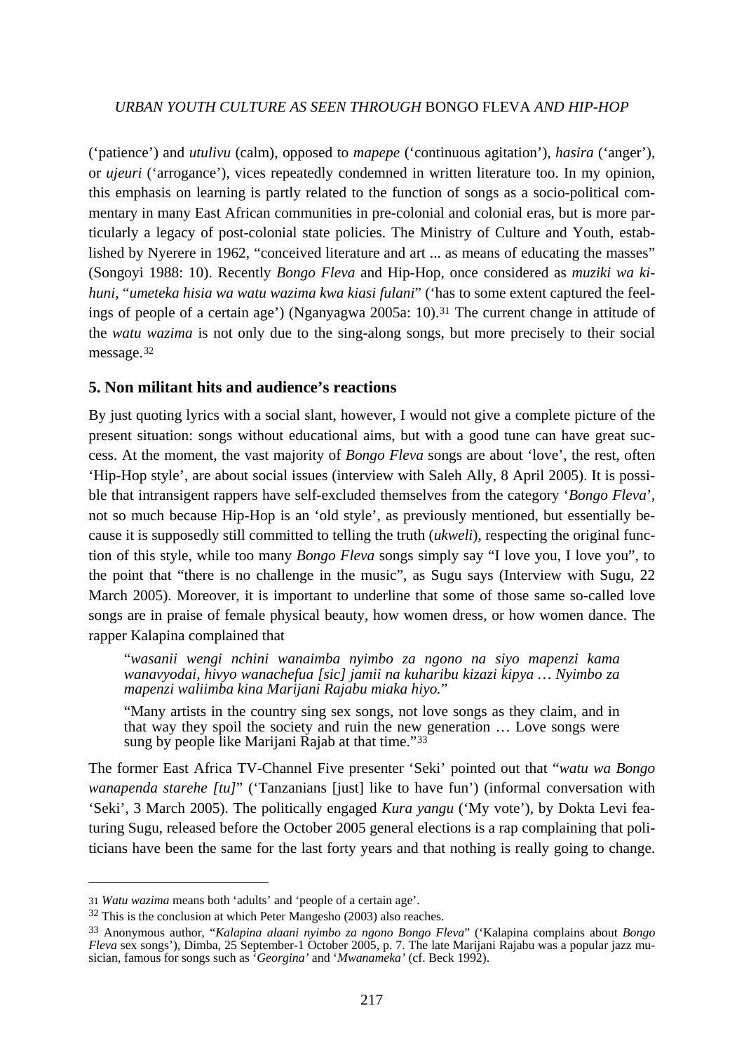('patience') and *utulivu* (calm), opposed to *mapepe* ('continuous agitation'), *hasira* ('anger'), or *ujeuri* ('arrogance'), vices repeatedly condemned in written literature too. In my opinion, this emphasis on learning is partly related to the function of songs as a socio-political commentary in many East African communities in pre-colonial and colonial eras, but is more particularly a legacy of post-colonial state policies. The Ministry of Culture and Youth, established by Nyerere in 1962, "conceived literature and art ... as means of educating the masses" (Songoyi 1988: 10). Recently *Bongo Fleva* and Hip-Hop, once considered as *muziki wa kihuni*, "*umeteka hisia wa watu wazima kwa kiasi fulani*" ('has to some extent captured the feelings of people of a certain age') (Nganyagwa 2005a: 10).[31] The current change in attitude of the *watu wazima* is not only due to the sing-along songs, but more precisely to their social message.[32]

## 5. Non militant hits and audience's reactions

By just quoting lyrics with a social slant, however, I would not give a complete picture of the present situation: songs without educational aims, but with a good tune can have great success. At the moment, the vast majority of *Bongo Fleva* songs are about 'love', the rest, often 'Hip-Hop style', are about social issues (interview with Saleh Ally, 8 April 2005). It is possible that intransigent rappers have self-excluded themselves from the category '*Bongo Fleva*', not so much because Hip-Hop is an 'old style', as previously mentioned, but essentially because it is supposedly still committed to telling the truth (*ukweli*), respecting the original function of this style, while too many *Bongo Fleva* songs simply say "I love you, I love you", to the point that "there is no challenge in the music", as Sugu says (Interview with Sugu, 22 March 2005). Moreover, it is important to underline that some of those same so-called love songs are in praise of female physical beauty, how women dress, or how women dance. The rapper Kalapina complained that

> "*wasanii wengi nchini wanaimba nyimbo za ngono na siyo mapenzi kama wanavyodai, hivyo wanachefua [sic] jamii na kuharibu kizazi kipya … Nyimbo za mapenzi waliimba kina Marijani Rajabu miaka hiyo.*"
>
> "Many artists in the country sing sex songs, not love songs as they claim, and in that way they spoil the society and ruin the new generation … Love songs were sung by people like Marijani Rajab at that time."[33]

The former East Africa TV-Channel Five presenter 'Seki' pointed out that "*watu wa Bongo wanapenda starehe [tu]*" ('Tanzanians [just] like to have fun') (informal conversation with 'Seki', 3 March 2005). The politically engaged *Kura yangu* ('My vote'), by Dokta Levi featuring Sugu, released before the October 2005 general elections is a rap complaining that politicians have been the same for the last forty years and that nothing is really going to change.

---

[31] *Watu wazima* means both 'adults' and 'people of a certain age'.

[32] This is the conclusion at which Peter Mangesho (2003) also reaches.

[33] Anonymous author, "*Kalapina alaani nyimbo za ngono Bongo Fleva*" ('Kalapina complains about *Bongo Fleva* sex songs'), Dimba, 25 September-1 October 2005, p. 7. The late Marijani Rajabu was a popular jazz musician, famous for songs such as '*Georgina'* and '*Mwanameka'* (cf. Beck 1992).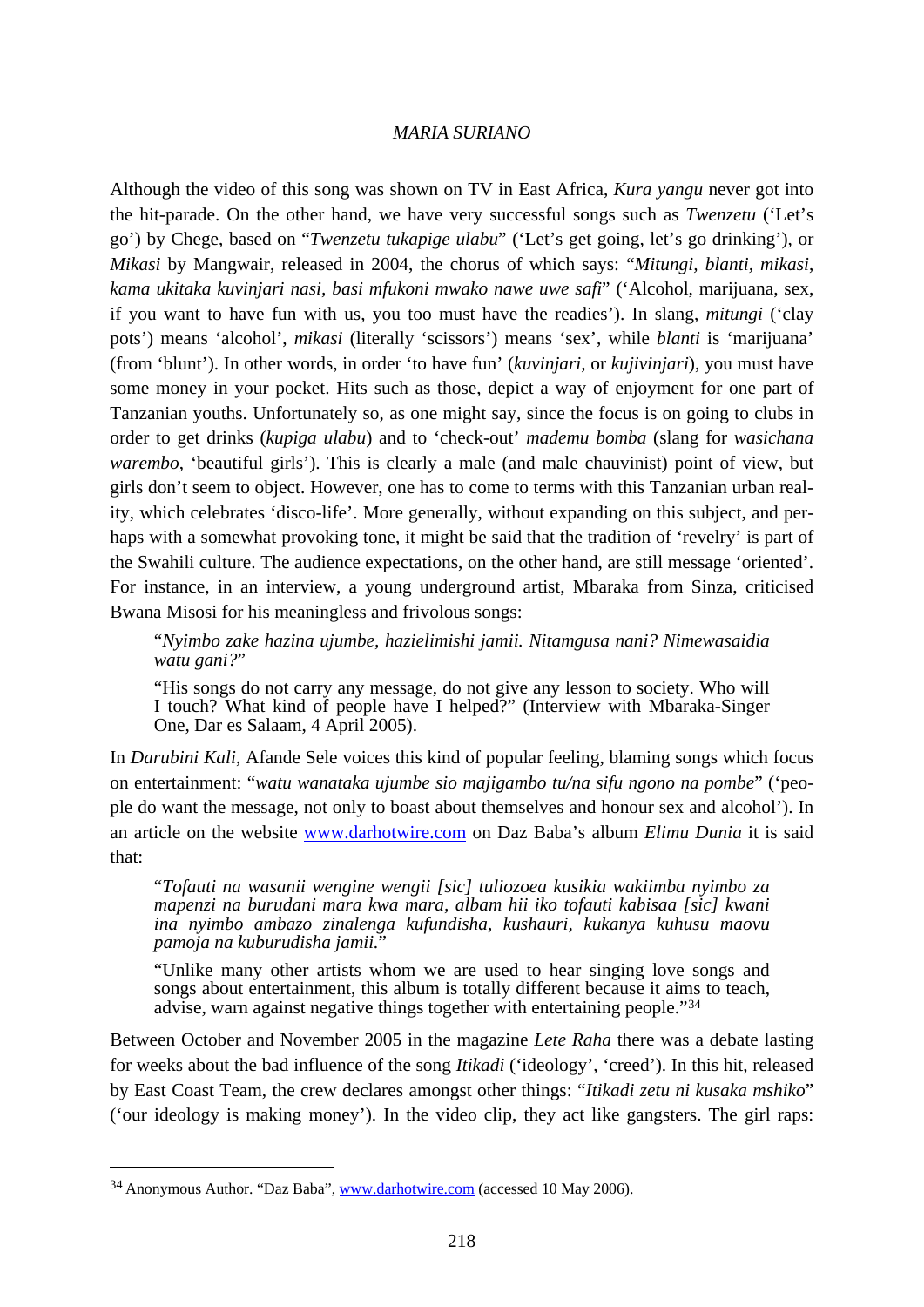Although the video of this song was shown on TV in East Africa, *Kura yangu* never got into the hit-parade. On the other hand, we have very successful songs such as *Twenzetu* ('Let's go') by Chege, based on "*Twenzetu tukapige ulabu*" ('Let's get going, let's go drinking'), or *Mikasi* by Mangwair, released in 2004, the chorus of which says: "*Mitungi, blanti, mikasi, kama ukitaka kuvinjari nasi, basi mfukoni mwako nawe uwe safi*" ('Alcohol, marijuana, sex, if you want to have fun with us, you too must have the readies'). In slang, *mitungi* ('clay pots') means 'alcohol', *mikasi* (literally 'scissors') means 'sex', while *blanti* is 'marijuana' (from 'blunt'). In other words, in order 'to have fun' (*kuvinjari*, or *kujivinjari*), you must have some money in your pocket. Hits such as those, depict a way of enjoyment for one part of Tanzanian youths. Unfortunately so, as one might say, since the focus is on going to clubs in order to get drinks (*kupiga ulabu*) and to 'check-out' *mademu bomba* (slang for *wasichana warembo*, 'beautiful girls'). This is clearly a male (and male chauvinist) point of view, but girls don't seem to object. However, one has to come to terms with this Tanzanian urban reality, which celebrates 'disco-life'. More generally, without expanding on this subject, and perhaps with a somewhat provoking tone, it might be said that the tradition of 'revelry' is part of the Swahili culture. The audience expectations, on the other hand, are still message 'oriented'. For instance, in an interview, a young underground artist, Mbaraka from Sinza, criticised Bwana Misosi for his meaningless and frivolous songs:

> "*Nyimbo zake hazina ujumbe, hazielimishi jamii. Nitamgusa nani? Nimewasaidia watu gani?*"
>
> "His songs do not carry any message, do not give any lesson to society. Who will I touch? What kind of people have I helped?" (Interview with Mbaraka-Singer One, Dar es Salaam, 4 April 2005).

In *Darubini Kali*, Afande Sele voices this kind of popular feeling, blaming songs which focus on entertainment: "*watu wanataka ujumbe sio majigambo tu/na sifu ngono na pombe*" ('people do want the message, not only to boast about themselves and honour sex and alcohol'). In an article on the website www.darhotwire.com on Daz Baba's album *Elimu Dunia* it is said that:

> "*Tofauti na wasanii wengine wengii [sic] tuliozoea kusikia wakiimba nyimbo za mapenzi na burudani mara kwa mara, albam hii iko tofauti kabisaa [sic] kwani ina nyimbo ambazo zinalenga kufundisha, kushauri, kukanya kuhusu maovu pamoja na kuburudisha jamii.*"
>
> "Unlike many other artists whom we are used to hear singing love songs and songs about entertainment, this album is totally different because it aims to teach, advise, warn against negative things together with entertaining people."[34]

Between October and November 2005 in the magazine *Lete Raha* there was a debate lasting for weeks about the bad influence of the song *Itikadi* ('ideology', 'creed'). In this hit, released by East Coast Team, the crew declares amongst other things: "*Itikadi zetu ni kusaka mshiko*" ('our ideology is making money'). In the video clip, they act like gangsters. The girl raps:

---

[34] Anonymous Author. "Daz Baba", www.darhotwire.com (accessed 10 May 2006).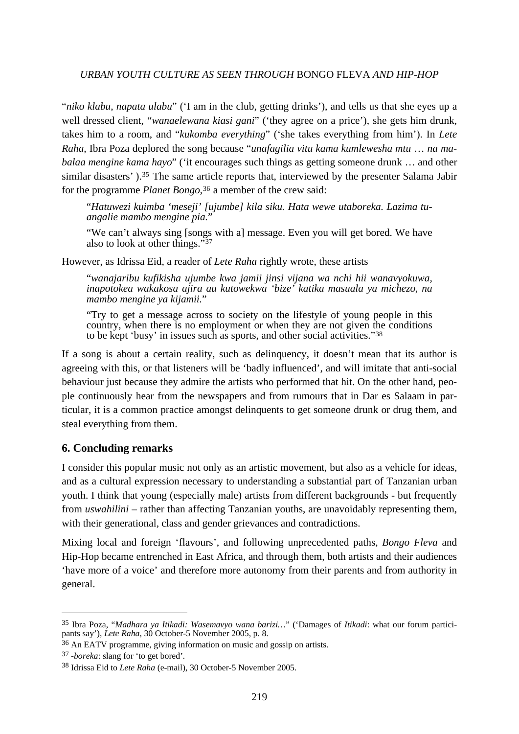"*niko klabu, napata ulabu*" ('I am in the club, getting drinks'), and tells us that she eyes up a well dressed client, "*wanaelewana kiasi gani*" ('they agree on a price'), she gets him drunk, takes him to a room, and "*kukomba everything*" ('she takes everything from him'). In *Lete Raha*, Ibra Poza deplored the song because "*unafagilia vitu kama kumlewesha mtu … na mabalaa mengine kama hayo*" ('it encourages such things as getting someone drunk … and other similar disasters' ).[35] The same article reports that, interviewed by the presenter Salama Jabir for the programme *Planet Bongo*,[36] a member of the crew said:

> "*Hatuwezi kuimba 'meseji' [ujumbe] kila siku. Hata wewe utaboreka. Lazima tuangalie mambo mengine pia.*"
>
> "We can't always sing [songs with a] message. Even you will get bored. We have also to look at other things."[37]

However, as Idrissa Eid, a reader of *Lete Raha* rightly wrote, these artists

> "*wanajaribu kufikisha ujumbe kwa jamii jinsi vijana wa nchi hii wanavyokuwa, inapotokea wakakosa ajira au kutowekwa 'bize' katika masuala ya michezo, na mambo mengine ya kijamii.*"
>
> "Try to get a message across to society on the lifestyle of young people in this country, when there is no employment or when they are not given the conditions to be kept 'busy' in issues such as sports, and other social activities."[38]

If a song is about a certain reality, such as delinquency, it doesn't mean that its author is agreeing with this, or that listeners will be 'badly influenced', and will imitate that anti-social behaviour just because they admire the artists who performed that hit. On the other hand, people continuously hear from the newspapers and from rumours that in Dar es Salaam in particular, it is a common practice amongst delinquents to get someone drunk or drug them, and steal everything from them.

## 6. Concluding remarks

I consider this popular music not only as an artistic movement, but also as a vehicle for ideas, and as a cultural expression necessary to understanding a substantial part of Tanzanian urban youth. I think that young (especially male) artists from different backgrounds - but frequently from *uswahilini* – rather than affecting Tanzanian youths, are unavoidably representing them, with their generational, class and gender grievances and contradictions.

Mixing local and foreign 'flavours', and following unprecedented paths, *Bongo Fleva* and Hip-Hop became entrenched in East Africa, and through them, both artists and their audiences 'have more of a voice' and therefore more autonomy from their parents and from authority in general.

---

[35] Ibra Poza, "*Madhara ya Itikadi: Wasemavyo wana barizi…*" ('Damages of *Itikadi*: what our forum participants say'), *Lete Raha*, 30 October-5 November 2005, p. 8.

[36] An EATV programme, giving information on music and gossip on artists.

[37] *-boreka*: slang for 'to get bored'.

[38] Idrissa Eid to *Lete Raha* (e-mail), 30 October-5 November 2005.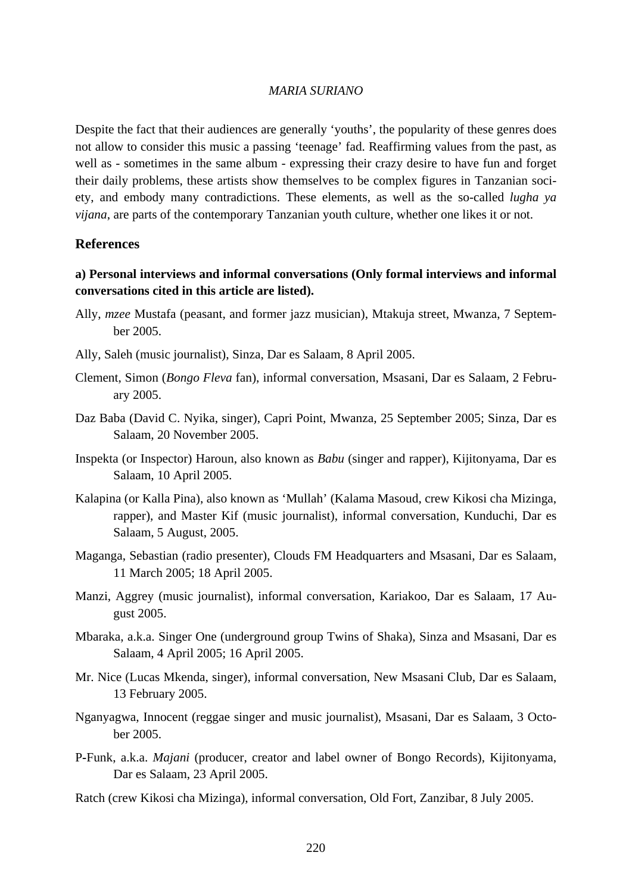Despite the fact that their audiences are generally 'youths', the popularity of these genres does not allow to consider this music a passing 'teenage' fad. Reaffirming values from the past, as well as - sometimes in the same album - expressing their crazy desire to have fun and forget their daily problems, these artists show themselves to be complex figures in Tanzanian society, and embody many contradictions. These elements, as well as the so-called *lugha ya vijana*, are parts of the contemporary Tanzanian youth culture, whether one likes it or not.

## References

**a) Personal interviews and informal conversations (Only formal interviews and informal conversations cited in this article are listed).**

Ally, *mzee* Mustafa (peasant, and former jazz musician), Mtakuja street, Mwanza, 7 September 2005.

Ally, Saleh (music journalist), Sinza, Dar es Salaam, 8 April 2005.

Clement, Simon (*Bongo Fleva* fan), informal conversation, Msasani, Dar es Salaam, 2 February 2005.

Daz Baba (David C. Nyika, singer), Capri Point, Mwanza, 25 September 2005; Sinza, Dar es Salaam, 20 November 2005.

Inspekta (or Inspector) Haroun, also known as *Babu* (singer and rapper), Kijitonyama, Dar es Salaam, 10 April 2005.

Kalapina (or Kalla Pina), also known as 'Mullah' (Kalama Masoud, crew Kikosi cha Mizinga, rapper), and Master Kif (music journalist), informal conversation, Kunduchi, Dar es Salaam, 5 August, 2005.

Maganga, Sebastian (radio presenter), Clouds FM Headquarters and Msasani, Dar es Salaam, 11 March 2005; 18 April 2005.

Manzi, Aggrey (music journalist), informal conversation, Kariakoo, Dar es Salaam, 17 August 2005.

Mbaraka, a.k.a. Singer One (underground group Twins of Shaka), Sinza and Msasani, Dar es Salaam, 4 April 2005; 16 April 2005.

Mr. Nice (Lucas Mkenda, singer), informal conversation, New Msasani Club, Dar es Salaam, 13 February 2005.

Nganyagwa, Innocent (reggae singer and music journalist), Msasani, Dar es Salaam, 3 October 2005.

P-Funk, a.k.a. *Majani* (producer, creator and label owner of Bongo Records), Kijitonyama, Dar es Salaam, 23 April 2005.

Ratch (crew Kikosi cha Mizinga), informal conversation, Old Fort, Zanzibar, 8 July 2005.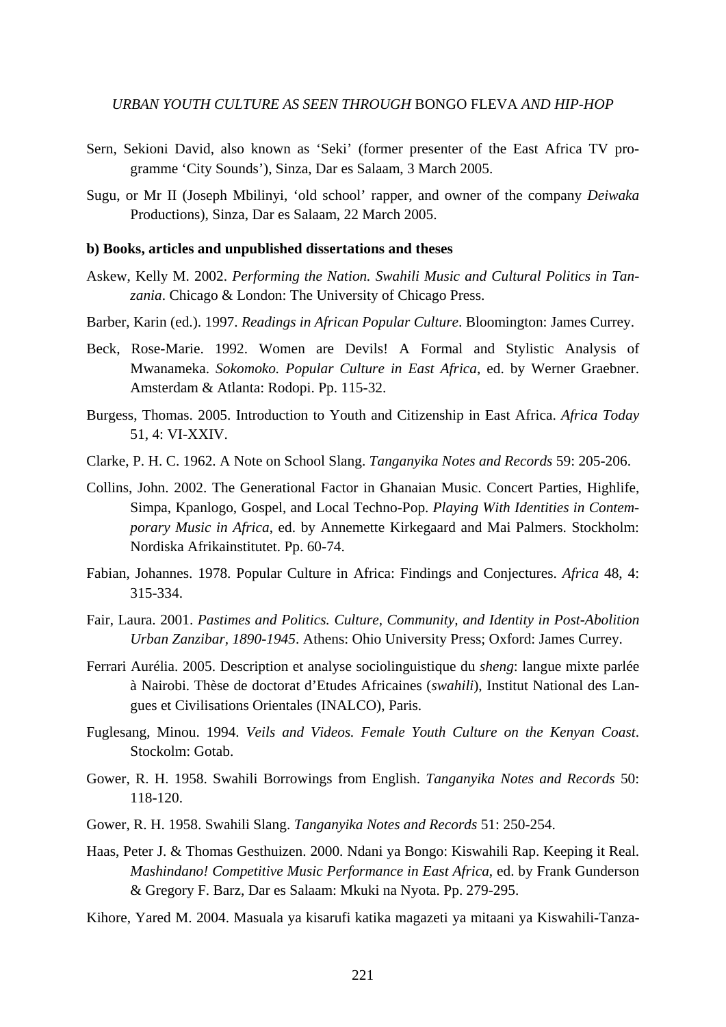Sern, Sekioni David, also known as 'Seki' (former presenter of the East Africa TV programme 'City Sounds'), Sinza, Dar es Salaam, 3 March 2005.

Sugu, or Mr II (Joseph Mbilinyi, 'old school' rapper, and owner of the company *Deiwaka* Productions), Sinza, Dar es Salaam, 22 March 2005.

**b) Books, articles and unpublished dissertations and theses**

Askew, Kelly M. 2002. *Performing the Nation. Swahili Music and Cultural Politics in Tanzania*. Chicago & London: The University of Chicago Press.

Barber, Karin (ed.). 1997. *Readings in African Popular Culture*. Bloomington: James Currey.

Beck, Rose-Marie. 1992. Women are Devils! A Formal and Stylistic Analysis of Mwanameka. *Sokomoko. Popular Culture in East Africa*, ed. by Werner Graebner. Amsterdam & Atlanta: Rodopi. Pp. 115-32.

Burgess, Thomas. 2005. Introduction to Youth and Citizenship in East Africa. *Africa Today* 51, 4: VI-XXIV.

Clarke, P. H. C. 1962. A Note on School Slang. *Tanganyika Notes and Records* 59: 205-206.

Collins, John. 2002. The Generational Factor in Ghanaian Music. Concert Parties, Highlife, Simpa, Kpanlogo, Gospel, and Local Techno-Pop. *Playing With Identities in Contemporary Music in Africa*, ed. by Annemette Kirkegaard and Mai Palmers. Stockholm: Nordiska Afrikainstitutet. Pp. 60-74.

Fabian, Johannes. 1978. Popular Culture in Africa: Findings and Conjectures. *Africa* 48, 4: 315-334.

Fair, Laura. 2001. *Pastimes and Politics. Culture, Community, and Identity in Post-Abolition Urban Zanzibar, 1890-1945*. Athens: Ohio University Press; Oxford: James Currey.

Ferrari Aurélia. 2005. Description et analyse sociolinguistique du *sheng*: langue mixte parlée à Nairobi. Thèse de doctorat d'Etudes Africaines (*swahili*), Institut National des Langues et Civilisations Orientales (INALCO), Paris.

Fuglesang, Minou. 1994. *Veils and Videos. Female Youth Culture on the Kenyan Coast*. Stockolm: Gotab.

Gower, R. H. 1958. Swahili Borrowings from English. *Tanganyika Notes and Records* 50: 118-120.

Gower, R. H. 1958. Swahili Slang. *Tanganyika Notes and Records* 51: 250-254.

Haas, Peter J. & Thomas Gesthuizen. 2000. Ndani ya Bongo: Kiswahili Rap. Keeping it Real. *Mashindano! Competitive Music Performance in East Africa*, ed. by Frank Gunderson & Gregory F. Barz, Dar es Salaam: Mkuki na Nyota. Pp. 279-295.

Kihore, Yared M. 2004. Masuala ya kisarufi katika magazeti ya mitaani ya Kiswahili-Tanza-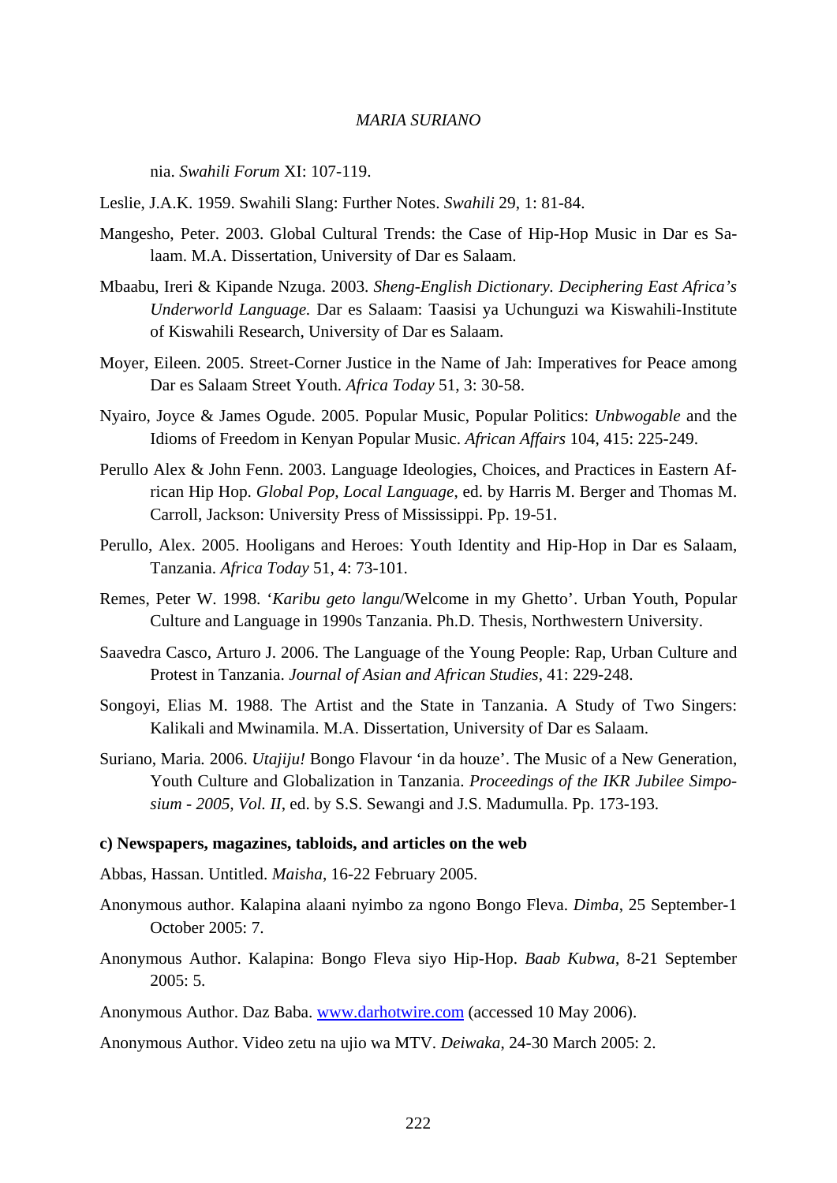nia. *Swahili Forum* XI: 107-119.

Leslie, J.A.K. 1959. Swahili Slang: Further Notes. *Swahili* 29, 1: 81-84.

Mangesho, Peter. 2003. Global Cultural Trends: the Case of Hip-Hop Music in Dar es Salaam. M.A. Dissertation, University of Dar es Salaam.

Mbaabu, Ireri & Kipande Nzuga. 2003. *Sheng-English Dictionary. Deciphering East Africa's Underworld Language.* Dar es Salaam: Taasisi ya Uchunguzi wa Kiswahili-Institute of Kiswahili Research, University of Dar es Salaam.

Moyer, Eileen. 2005. Street-Corner Justice in the Name of Jah: Imperatives for Peace among Dar es Salaam Street Youth. *Africa Today* 51, 3: 30-58.

Nyairo, Joyce & James Ogude. 2005. Popular Music, Popular Politics: *Unbwogable* and the Idioms of Freedom in Kenyan Popular Music. *African Affairs* 104, 415: 225-249.

Perullo Alex & John Fenn. 2003. Language Ideologies, Choices, and Practices in Eastern African Hip Hop. *Global Pop, Local Language*, ed. by Harris M. Berger and Thomas M. Carroll, Jackson: University Press of Mississippi. Pp. 19-51.

Perullo, Alex. 2005. Hooligans and Heroes: Youth Identity and Hip-Hop in Dar es Salaam, Tanzania. *Africa Today* 51, 4: 73-101.

Remes, Peter W. 1998. '*Karibu geto langu*/Welcome in my Ghetto'. Urban Youth, Popular Culture and Language in 1990s Tanzania. Ph.D. Thesis, Northwestern University.

Saavedra Casco, Arturo J. 2006. The Language of the Young People: Rap, Urban Culture and Protest in Tanzania. *Journal of Asian and African Studies*, 41: 229-248.

Songoyi, Elias M. 1988. The Artist and the State in Tanzania. A Study of Two Singers: Kalikali and Mwinamila. M.A. Dissertation, University of Dar es Salaam.

Suriano, Maria. 2006. *Utajiju!* Bongo Flavour 'in da houze'. The Music of a New Generation, Youth Culture and Globalization in Tanzania. *Proceedings of the IKR Jubilee Simposium - 2005, Vol. II*, ed. by S.S. Sewangi and J.S. Madumulla. Pp. 173-193.

**c) Newspapers, magazines, tabloids, and articles on the web**

Abbas, Hassan. Untitled. *Maisha*, 16-22 February 2005.

Anonymous author. Kalapina alaani nyimbo za ngono Bongo Fleva. *Dimba*, 25 September-1 October 2005: 7.

Anonymous Author. Kalapina: Bongo Fleva siyo Hip-Hop. *Baab Kubwa*, 8-21 September 2005: 5.

Anonymous Author. Daz Baba. www.darhotwire.com (accessed 10 May 2006).

Anonymous Author. Video zetu na ujio wa MTV. *Deiwaka*, 24-30 March 2005: 2.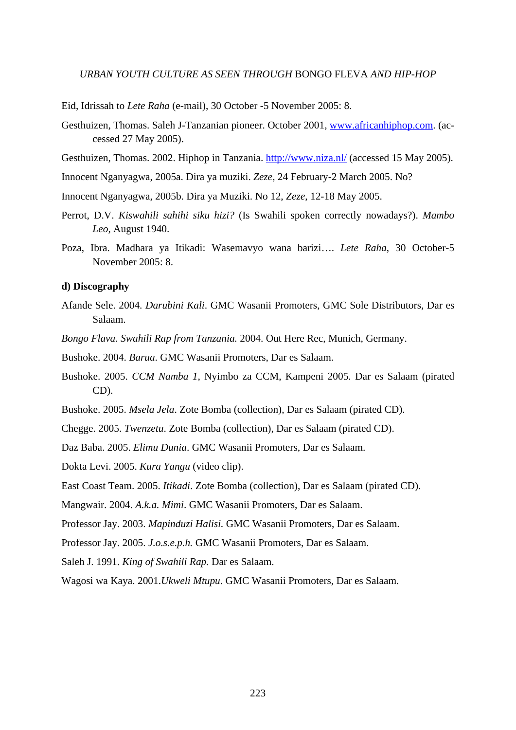Eid, Idrissah to *Lete Raha* (e-mail), 30 October -5 November 2005: 8.

Gesthuizen, Thomas. Saleh J-Tanzanian pioneer. October 2001, www.africanhiphop.com. (accessed 27 May 2005).

Gesthuizen, Thomas. 2002. Hiphop in Tanzania. http://www.niza.nl/ (accessed 15 May 2005).

Innocent Nganyagwa, 2005a. Dira ya muziki. *Zeze*, 24 February-2 March 2005. No?

Innocent Nganyagwa, 2005b. Dira ya Muziki. No 12, *Zeze*, 12-18 May 2005.

Perrot, D.V. *Kiswahili sahihi siku hizi?* (Is Swahili spoken correctly nowadays?). *Mambo Leo*, August 1940.

Poza, Ibra. Madhara ya Itikadi: Wasemavyo wana barizi…. *Lete Raha*, 30 October-5 November 2005: 8.

**d) Discography**

Afande Sele. 2004. *Darubini Kali*. GMC Wasanii Promoters, GMC Sole Distributors, Dar es Salaam.

*Bongo Flava. Swahili Rap from Tanzania.* 2004. Out Here Rec, Munich, Germany.

Bushoke. 2004. *Barua*. GMC Wasanii Promoters, Dar es Salaam.

Bushoke. 2005. *CCM Namba 1*, Nyimbo za CCM, Kampeni 2005. Dar es Salaam (pirated CD).

Bushoke. 2005. *Msela Jela*. Zote Bomba (collection), Dar es Salaam (pirated CD).

Chegge. 2005. *Twenzetu*. Zote Bomba (collection), Dar es Salaam (pirated CD).

Daz Baba. 2005. *Elimu Dunia*. GMC Wasanii Promoters, Dar es Salaam.

Dokta Levi. 2005. *Kura Yangu* (video clip).

East Coast Team. 2005. *Itikadi*. Zote Bomba (collection), Dar es Salaam (pirated CD).

Mangwair. 2004. *A.k.a. Mimi*. GMC Wasanii Promoters, Dar es Salaam.

Professor Jay. 2003. *Mapinduzi Halisi.* GMC Wasanii Promoters, Dar es Salaam.

Professor Jay. 2005. *J.o.s.e.p.h.* GMC Wasanii Promoters, Dar es Salaam.

Saleh J. 1991. *King of Swahili Rap.* Dar es Salaam.

Wagosi wa Kaya. 2001.*Ukweli Mtupu*. GMC Wasanii Promoters, Dar es Salaam.